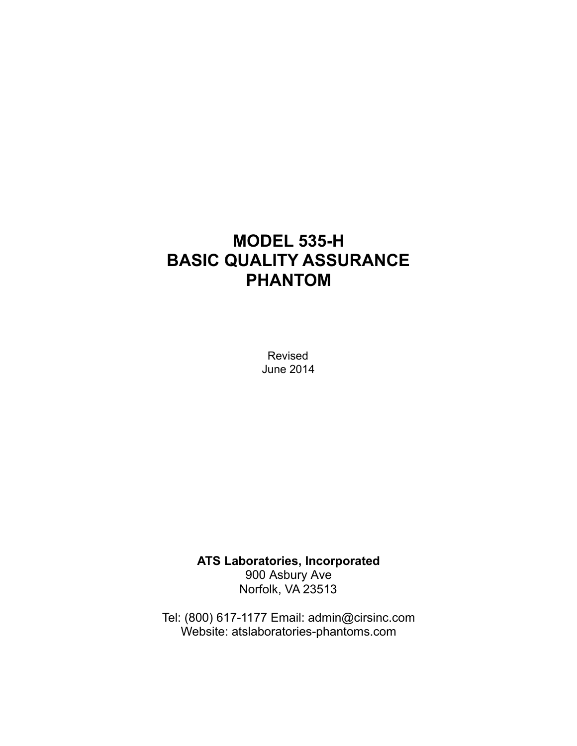# MODEL 535-H
# BASIC QUALITY ASSURANCE
# PHANTOM

Revised
June 2014

**ATS Laboratories, Incorporated**
900 Asbury Ave
Norfolk, VA 23513

Tel: (800) 617-1177 Email: admin@cirsinc.com
Website: atslaboratories-phantoms.com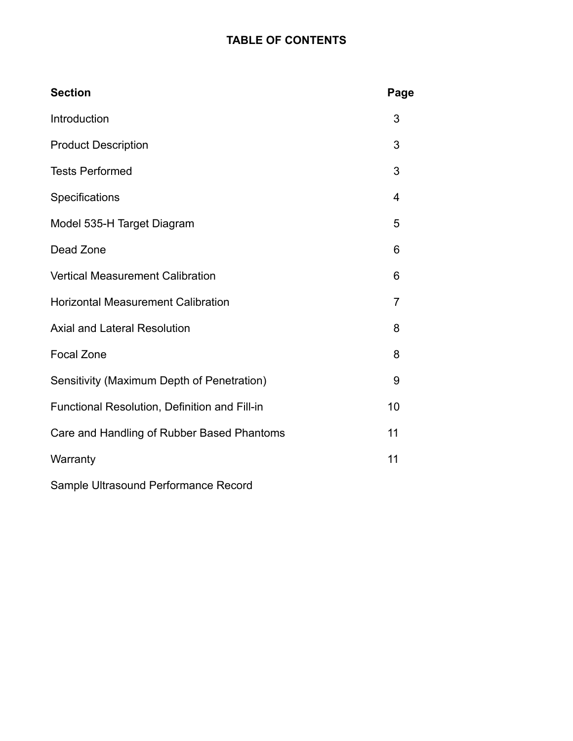# TABLE OF CONTENTS

| Section | Page |
| --- | --- |
| Introduction | 3 |
| Product Description | 3 |
| Tests Performed | 3 |
| Specifications | 4 |
| Model 535-H Target Diagram | 5 |
| Dead Zone | 6 |
| Vertical Measurement Calibration | 6 |
| Horizontal Measurement Calibration | 7 |
| Axial and Lateral Resolution | 8 |
| Focal Zone | 8 |
| Sensitivity (Maximum Depth of Penetration) | 9 |
| Functional Resolution, Definition and Fill-in | 10 |
| Care and Handling of Rubber Based Phantoms | 11 |
| Warranty | 11 |
| Sample Ultrasound Performance Record | |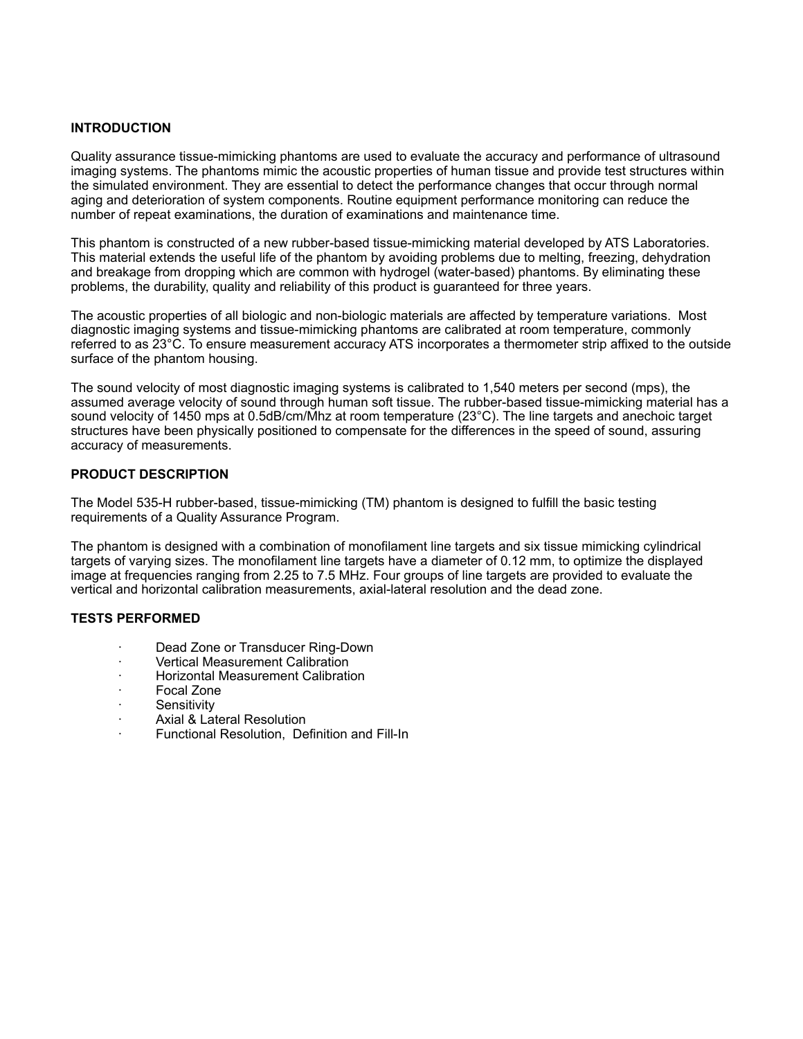## INTRODUCTION

Quality assurance tissue-mimicking phantoms are used to evaluate the accuracy and performance of ultrasound imaging systems. The phantoms mimic the acoustic properties of human tissue and provide test structures within the simulated environment. They are essential to detect the performance changes that occur through normal aging and deterioration of system components. Routine equipment performance monitoring can reduce the number of repeat examinations, the duration of examinations and maintenance time.

This phantom is constructed of a new rubber-based tissue-mimicking material developed by ATS Laboratories. This material extends the useful life of the phantom by avoiding problems due to melting, freezing, dehydration and breakage from dropping which are common with hydrogel (water-based) phantoms. By eliminating these problems, the durability, quality and reliability of this product is guaranteed for three years.

The acoustic properties of all biologic and non-biologic materials are affected by temperature variations. Most diagnostic imaging systems and tissue-mimicking phantoms are calibrated at room temperature, commonly referred to as 23°C. To ensure measurement accuracy ATS incorporates a thermometer strip affixed to the outside surface of the phantom housing.

The sound velocity of most diagnostic imaging systems is calibrated to 1,540 meters per second (mps), the assumed average velocity of sound through human soft tissue. The rubber-based tissue-mimicking material has a sound velocity of 1450 mps at 0.5dB/cm/Mhz at room temperature (23°C). The line targets and anechoic target structures have been physically positioned to compensate for the differences in the speed of sound, assuring accuracy of measurements.

## PRODUCT DESCRIPTION

The Model 535-H rubber-based, tissue-mimicking (TM) phantom is designed to fulfill the basic testing requirements of a Quality Assurance Program.

The phantom is designed with a combination of monofilament line targets and six tissue mimicking cylindrical targets of varying sizes. The monofilament line targets have a diameter of 0.12 mm, to optimize the displayed image at frequencies ranging from 2.25 to 7.5 MHz. Four groups of line targets are provided to evaluate the vertical and horizontal calibration measurements, axial-lateral resolution and the dead zone.

## TESTS PERFORMED

- Dead Zone or Transducer Ring-Down
- Vertical Measurement Calibration
- Horizontal Measurement Calibration
- Focal Zone
- Sensitivity
- Axial & Lateral Resolution
- Functional Resolution, Definition and Fill-In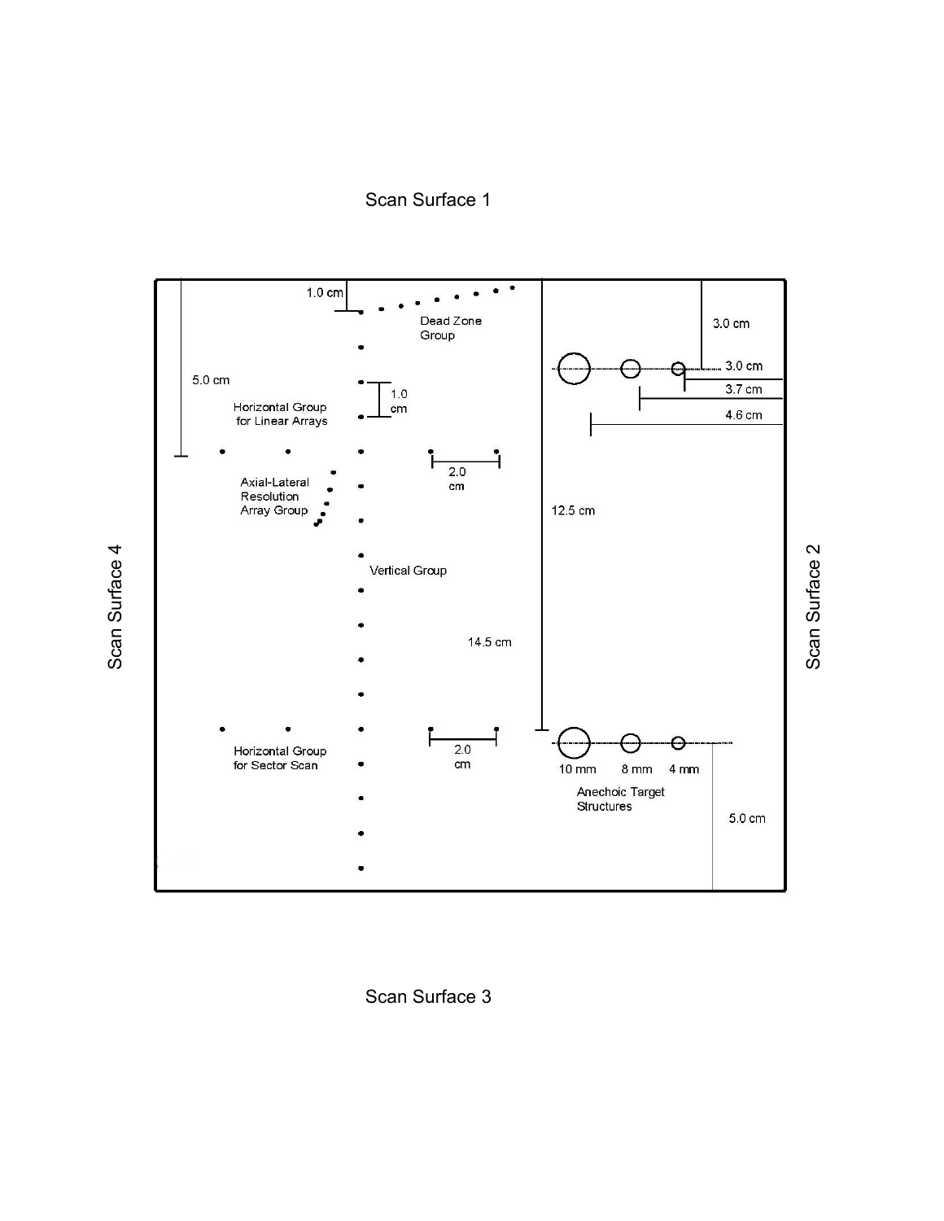Scan Surface 1

Scan Surface 4

Scan Surface 2

1.0 cm

Dead Zone Group

3.0 cm

3.0 cm

3.7 cm

4.6 cm

5.0 cm

1.0 cm

Horizontal Group for Linear Arrays

2.0 cm

Axial-Lateral Resolution Array Group

12.5 cm

Vertical Group

14.5 cm

2.0 cm

Horizontal Group for Sector Scan

10 mm 8 mm 4 mm

Anechoic Target Structures

5.0 cm

Scan Surface 3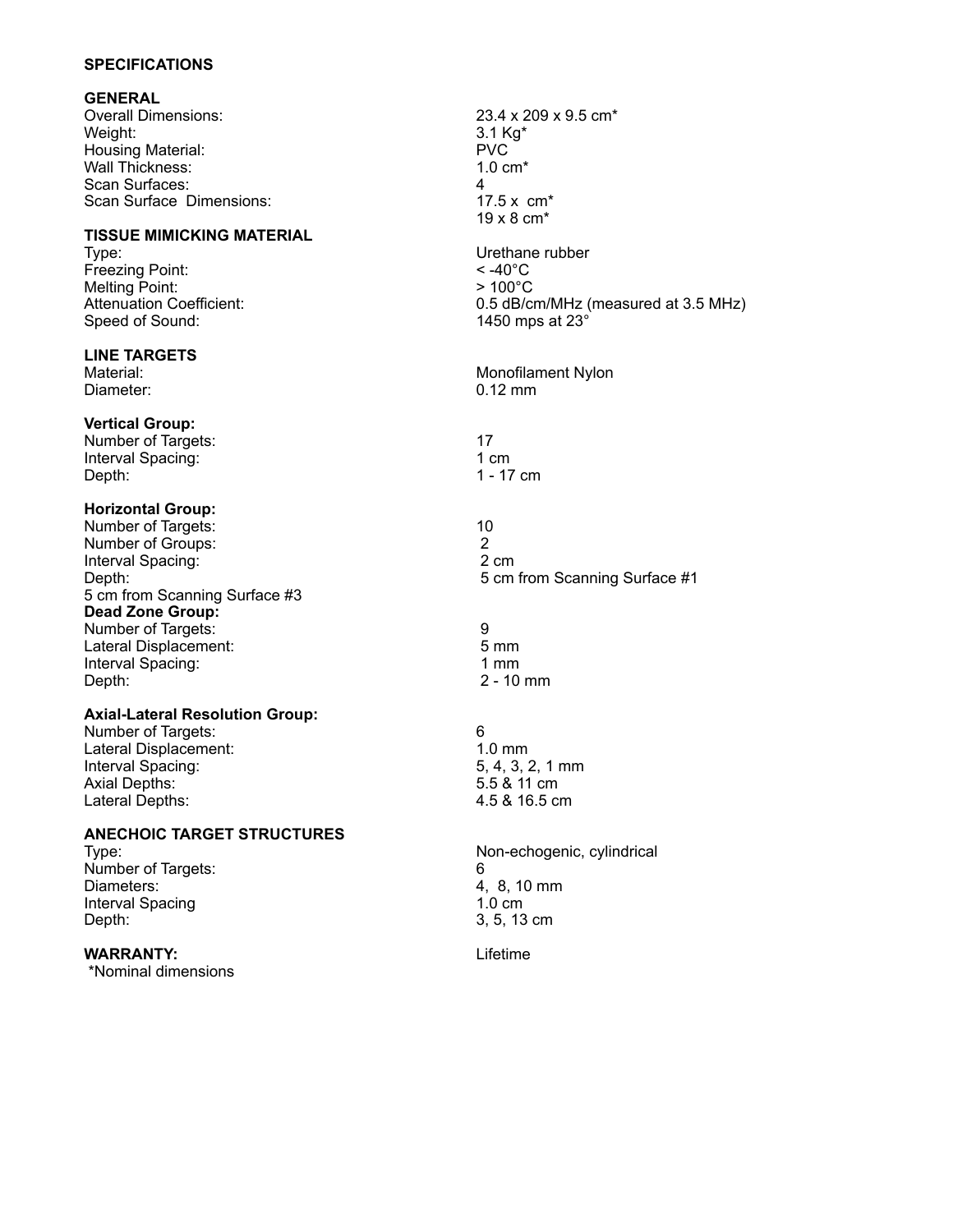## SPECIFICATIONS

### GENERAL

| | |
|---|---|
| Overall Dimensions: | 23.4 x 209 x 9.5 cm* |
| Weight: | 3.1 Kg* |
| Housing Material: | PVC |
| Wall Thickness: | 1.0 cm* |
| Scan Surfaces: | 4 |
| Scan Surface Dimensions: | 17.5 x cm*<br>19 x 8 cm* |

### TISSUE MIMICKING MATERIAL

| | |
|---|---|
| Type: | Urethane rubber |
| Freezing Point: | < -40°C |
| Melting Point: | > 100°C |
| Attenuation Coefficient: | 0.5 dB/cm/MHz (measured at 3.5 MHz) |
| Speed of Sound: | 1450 mps at 23° |

### LINE TARGETS

| | |
|---|---|
| Material: | Monofilament Nylon |
| Diameter: | 0.12 mm |

**Vertical Group:**

| | |
|---|---|
| Number of Targets: | 17 |
| Interval Spacing: | 1 cm |
| Depth: | 1 - 17 cm |

**Horizontal Group:**

| | |
|---|---|
| Number of Targets: | 10 |
| Number of Groups: | 2 |
| Interval Spacing: | 2 cm |
| Depth: | 5 cm from Scanning Surface #1 |

5 cm from Scanning Surface #3

**Dead Zone Group:**

| | |
|---|---|
| Number of Targets: | 9 |
| Lateral Displacement: | 5 mm |
| Interval Spacing: | 1 mm |
| Depth: | 2 - 10 mm |

**Axial-Lateral Resolution Group:**

| | |
|---|---|
| Number of Targets: | 6 |
| Lateral Displacement: | 1.0 mm |
| Interval Spacing: | 5, 4, 3, 2, 1 mm |
| Axial Depths: | 5.5 & 11 cm |
| Lateral Depths: | 4.5 & 16.5 cm |

### ANECHOIC TARGET STRUCTURES

| | |
|---|---|
| Type: | Non-echogenic, cylindrical |
| Number of Targets: | 6 |
| Diameters: | 4, 8, 10 mm |
| Interval Spacing | 1.0 cm |
| Depth: | 3, 5, 13 cm |

**WARRANTY:** Lifetime

*Nominal dimensions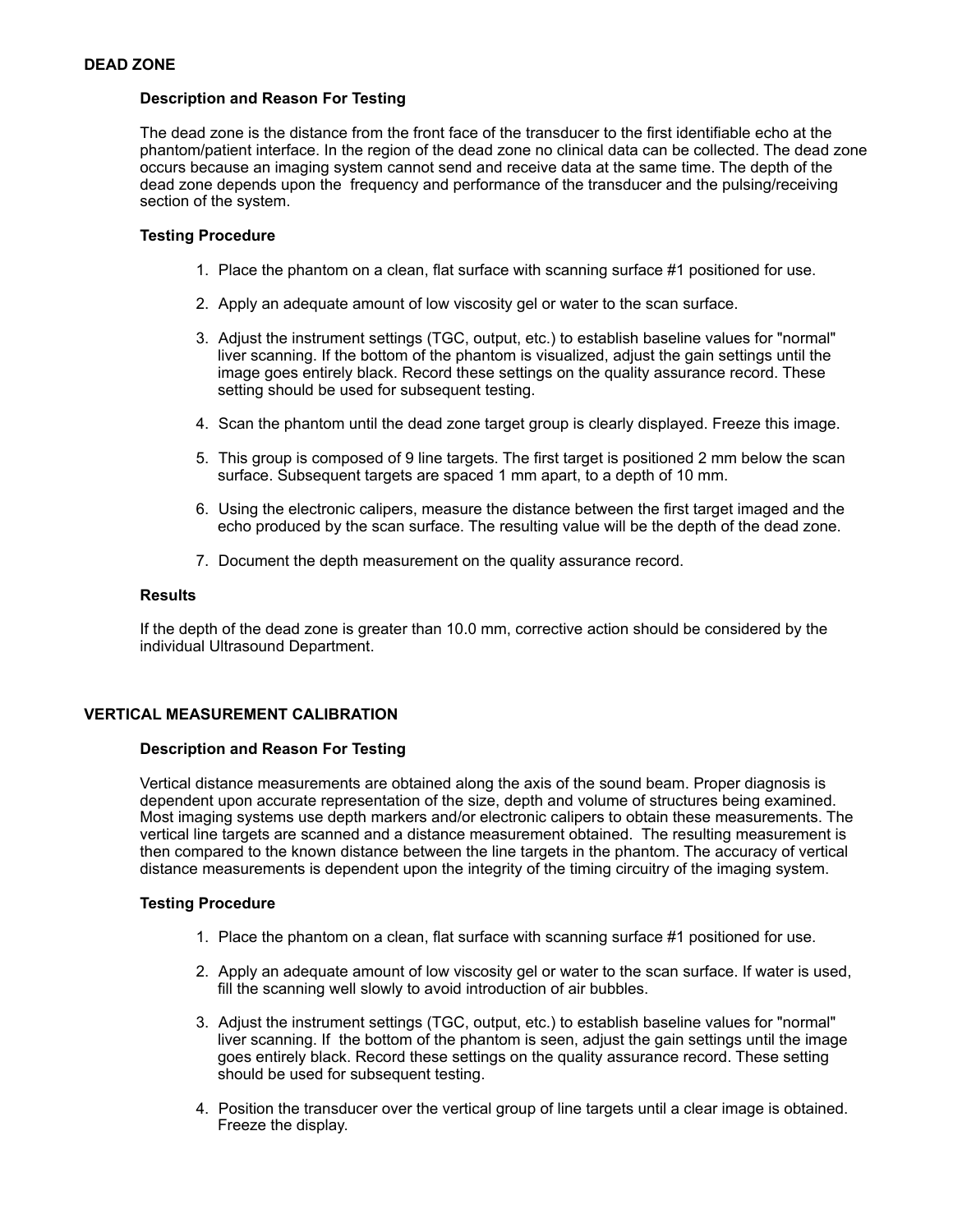## DEAD ZONE

### Description and Reason For Testing

The dead zone is the distance from the front face of the transducer to the first identifiable echo at the phantom/patient interface. In the region of the dead zone no clinical data can be collected. The dead zone occurs because an imaging system cannot send and receive data at the same time. The depth of the dead zone depends upon the frequency and performance of the transducer and the pulsing/receiving section of the system.

### Testing Procedure

1. Place the phantom on a clean, flat surface with scanning surface #1 positioned for use.
2. Apply an adequate amount of low viscosity gel or water to the scan surface.
3. Adjust the instrument settings (TGC, output, etc.) to establish baseline values for "normal" liver scanning. If the bottom of the phantom is visualized, adjust the gain settings until the image goes entirely black. Record these settings on the quality assurance record. These setting should be used for subsequent testing.
4. Scan the phantom until the dead zone target group is clearly displayed. Freeze this image.
5. This group is composed of 9 line targets. The first target is positioned 2 mm below the scan surface. Subsequent targets are spaced 1 mm apart, to a depth of 10 mm.
6. Using the electronic calipers, measure the distance between the first target imaged and the echo produced by the scan surface. The resulting value will be the depth of the dead zone.
7. Document the depth measurement on the quality assurance record.

### Results

If the depth of the dead zone is greater than 10.0 mm, corrective action should be considered by the individual Ultrasound Department.

## VERTICAL MEASUREMENT CALIBRATION

### Description and Reason For Testing

Vertical distance measurements are obtained along the axis of the sound beam. Proper diagnosis is dependent upon accurate representation of the size, depth and volume of structures being examined. Most imaging systems use depth markers and/or electronic calipers to obtain these measurements. The vertical line targets are scanned and a distance measurement obtained. The resulting measurement is then compared to the known distance between the line targets in the phantom. The accuracy of vertical distance measurements is dependent upon the integrity of the timing circuitry of the imaging system.

### Testing Procedure

1. Place the phantom on a clean, flat surface with scanning surface #1 positioned for use.
2. Apply an adequate amount of low viscosity gel or water to the scan surface. If water is used, fill the scanning well slowly to avoid introduction of air bubbles.
3. Adjust the instrument settings (TGC, output, etc.) to establish baseline values for "normal" liver scanning. If the bottom of the phantom is seen, adjust the gain settings until the image goes entirely black. Record these settings on the quality assurance record. These setting should be used for subsequent testing.
4. Position the transducer over the vertical group of line targets until a clear image is obtained. Freeze the display.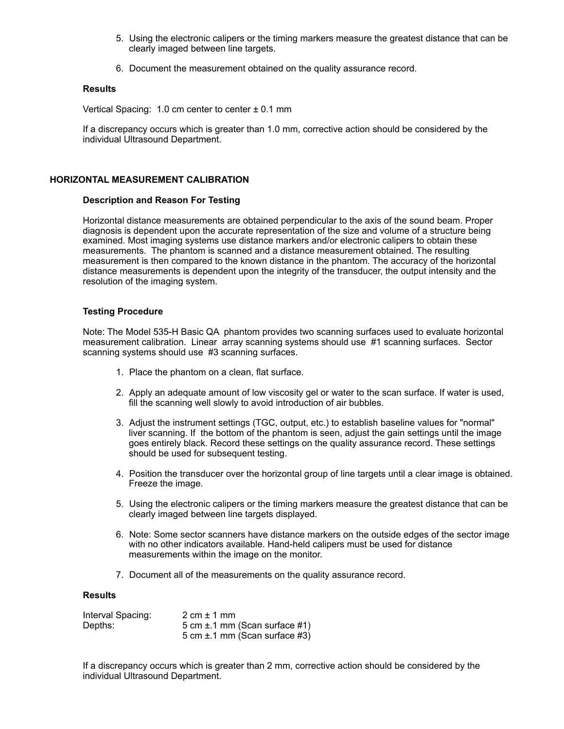5. Using the electronic calipers or the timing markers measure the greatest distance that can be clearly imaged between line targets.

6. Document the measurement obtained on the quality assurance record.

**Results**

Vertical Spacing: 1.0 cm center to center ± 0.1 mm

If a discrepancy occurs which is greater than 1.0 mm, corrective action should be considered by the individual Ultrasound Department.

## HORIZONTAL MEASUREMENT CALIBRATION

### Description and Reason For Testing

Horizontal distance measurements are obtained perpendicular to the axis of the sound beam. Proper diagnosis is dependent upon the accurate representation of the size and volume of a structure being examined. Most imaging systems use distance markers and/or electronic calipers to obtain these measurements. The phantom is scanned and a distance measurement obtained. The resulting measurement is then compared to the known distance in the phantom. The accuracy of the horizontal distance measurements is dependent upon the integrity of the transducer, the output intensity and the resolution of the imaging system.

### Testing Procedure

Note: The Model 535-H Basic QA phantom provides two scanning surfaces used to evaluate horizontal measurement calibration. Linear array scanning systems should use #1 scanning surfaces. Sector scanning systems should use #3 scanning surfaces.

1. Place the phantom on a clean, flat surface.

2. Apply an adequate amount of low viscosity gel or water to the scan surface. If water is used, fill the scanning well slowly to avoid introduction of air bubbles.

3. Adjust the instrument settings (TGC, output, etc.) to establish baseline values for "normal" liver scanning. If the bottom of the phantom is seen, adjust the gain settings until the image goes entirely black. Record these settings on the quality assurance record. These settings should be used for subsequent testing.

4. Position the transducer over the horizontal group of line targets until a clear image is obtained. Freeze the image.

5. Using the electronic calipers or the timing markers measure the greatest distance that can be clearly imaged between line targets displayed.

6. Note: Some sector scanners have distance markers on the outside edges of the sector image with no other indicators available. Hand-held calipers must be used for distance measurements within the image on the monitor.

7. Document all of the measurements on the quality assurance record.

**Results**

| | |
|---|---|
| Interval Spacing: | 2 cm ± 1 mm |
| Depths: | 5 cm ±.1 mm (Scan surface #1) |
| | 5 cm ±.1 mm (Scan surface #3) |

If a discrepancy occurs which is greater than 2 mm, corrective action should be considered by the individual Ultrasound Department.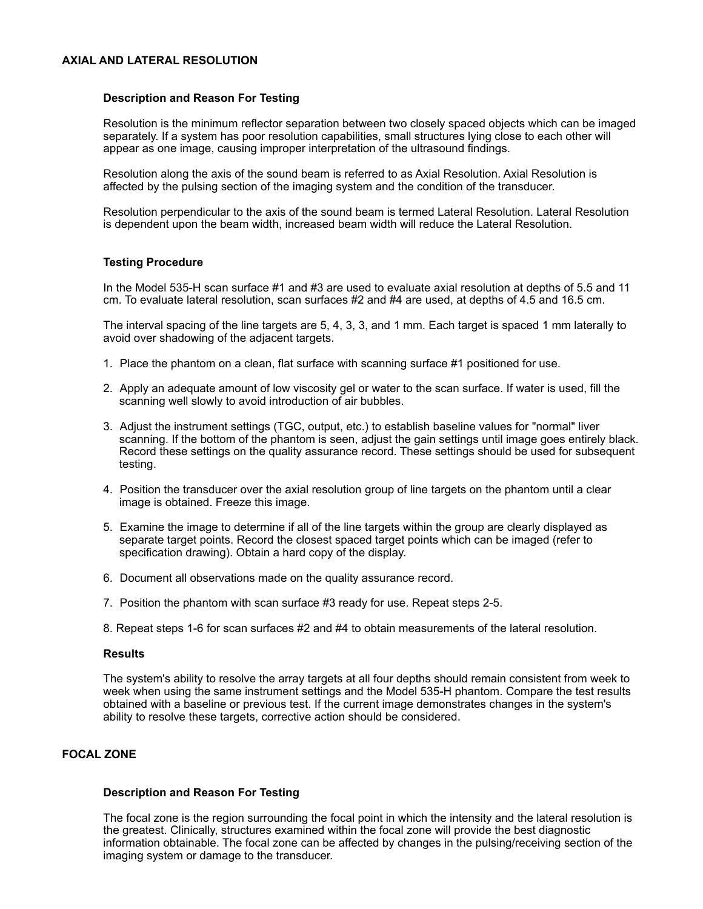## AXIAL AND LATERAL RESOLUTION

### Description and Reason For Testing

Resolution is the minimum reflector separation between two closely spaced objects which can be imaged separately. If a system has poor resolution capabilities, small structures lying close to each other will appear as one image, causing improper interpretation of the ultrasound findings.

Resolution along the axis of the sound beam is referred to as Axial Resolution. Axial Resolution is affected by the pulsing section of the imaging system and the condition of the transducer.

Resolution perpendicular to the axis of the sound beam is termed Lateral Resolution. Lateral Resolution is dependent upon the beam width, increased beam width will reduce the Lateral Resolution.

### Testing Procedure

In the Model 535-H scan surface #1 and #3 are used to evaluate axial resolution at depths of 5.5 and 11 cm. To evaluate lateral resolution, scan surfaces #2 and #4 are used, at depths of 4.5 and 16.5 cm.

The interval spacing of the line targets are 5, 4, 3, 3, and 1 mm. Each target is spaced 1 mm laterally to avoid over shadowing of the adjacent targets.

1. Place the phantom on a clean, flat surface with scanning surface #1 positioned for use.
2. Apply an adequate amount of low viscosity gel or water to the scan surface. If water is used, fill the scanning well slowly to avoid introduction of air bubbles.
3. Adjust the instrument settings (TGC, output, etc.) to establish baseline values for "normal" liver scanning. If the bottom of the phantom is seen, adjust the gain settings until image goes entirely black. Record these settings on the quality assurance record. These settings should be used for subsequent testing.
4. Position the transducer over the axial resolution group of line targets on the phantom until a clear image is obtained. Freeze this image.
5. Examine the image to determine if all of the line targets within the group are clearly displayed as separate target points. Record the closest spaced target points which can be imaged (refer to specification drawing). Obtain a hard copy of the display.
6. Document all observations made on the quality assurance record.
7. Position the phantom with scan surface #3 ready for use. Repeat steps 2-5.
8. Repeat steps 1-6 for scan surfaces #2 and #4 to obtain measurements of the lateral resolution.

### Results

The system's ability to resolve the array targets at all four depths should remain consistent from week to week when using the same instrument settings and the Model 535-H phantom. Compare the test results obtained with a baseline or previous test. If the current image demonstrates changes in the system's ability to resolve these targets, corrective action should be considered.

## FOCAL ZONE

### Description and Reason For Testing

The focal zone is the region surrounding the focal point in which the intensity and the lateral resolution is the greatest. Clinically, structures examined within the focal zone will provide the best diagnostic information obtainable. The focal zone can be affected by changes in the pulsing/receiving section of the imaging system or damage to the transducer.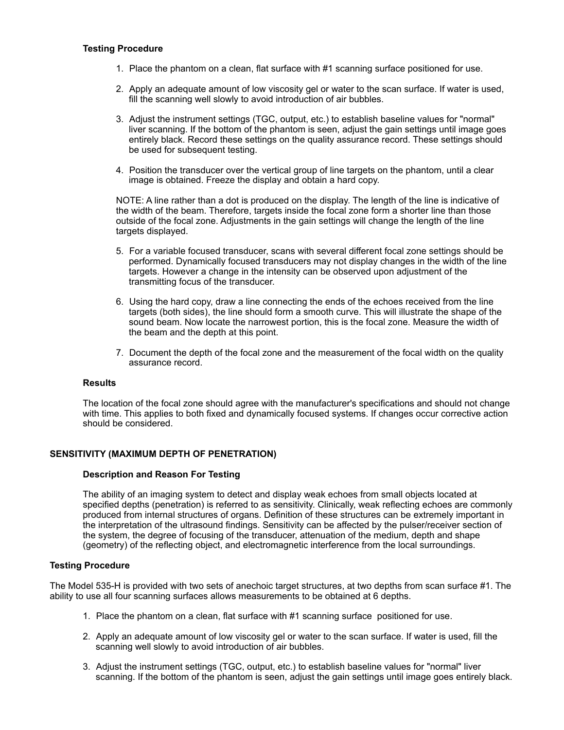### Testing Procedure

1. Place the phantom on a clean, flat surface with #1 scanning surface positioned for use.

2. Apply an adequate amount of low viscosity gel or water to the scan surface. If water is used, fill the scanning well slowly to avoid introduction of air bubbles.

3. Adjust the instrument settings (TGC, output, etc.) to establish baseline values for "normal" liver scanning. If the bottom of the phantom is seen, adjust the gain settings until image goes entirely black. Record these settings on the quality assurance record. These settings should be used for subsequent testing.

4. Position the transducer over the vertical group of line targets on the phantom, until a clear image is obtained. Freeze the display and obtain a hard copy.

NOTE: A line rather than a dot is produced on the display. The length of the line is indicative of the width of the beam. Therefore, targets inside the focal zone form a shorter line than those outside of the focal zone. Adjustments in the gain settings will change the length of the line targets displayed.

5. For a variable focused transducer, scans with several different focal zone settings should be performed. Dynamically focused transducers may not display changes in the width of the line targets. However a change in the intensity can be observed upon adjustment of the transmitting focus of the transducer.

6. Using the hard copy, draw a line connecting the ends of the echoes received from the line targets (both sides), the line should form a smooth curve. This will illustrate the shape of the sound beam. Now locate the narrowest portion, this is the focal zone. Measure the width of the beam and the depth at this point.

7. Document the depth of the focal zone and the measurement of the focal width on the quality assurance record.

### Results

The location of the focal zone should agree with the manufacturer's specifications and should not change with time. This applies to both fixed and dynamically focused systems. If changes occur corrective action should be considered.

## SENSITIVITY (MAXIMUM DEPTH OF PENETRATION)

### Description and Reason For Testing

The ability of an imaging system to detect and display weak echoes from small objects located at specified depths (penetration) is referred to as sensitivity. Clinically, weak reflecting echoes are commonly produced from internal structures of organs. Definition of these structures can be extremely important in the interpretation of the ultrasound findings. Sensitivity can be affected by the pulser/receiver section of the system, the degree of focusing of the transducer, attenuation of the medium, depth and shape (geometry) of the reflecting object, and electromagnetic interference from the local surroundings.

### Testing Procedure

The Model 535-H is provided with two sets of anechoic target structures, at two depths from scan surface #1. The ability to use all four scanning surfaces allows measurements to be obtained at 6 depths.

1. Place the phantom on a clean, flat surface with #1 scanning surface positioned for use.

2. Apply an adequate amount of low viscosity gel or water to the scan surface. If water is used, fill the scanning well slowly to avoid introduction of air bubbles.

3. Adjust the instrument settings (TGC, output, etc.) to establish baseline values for "normal" liver scanning. If the bottom of the phantom is seen, adjust the gain settings until image goes entirely black.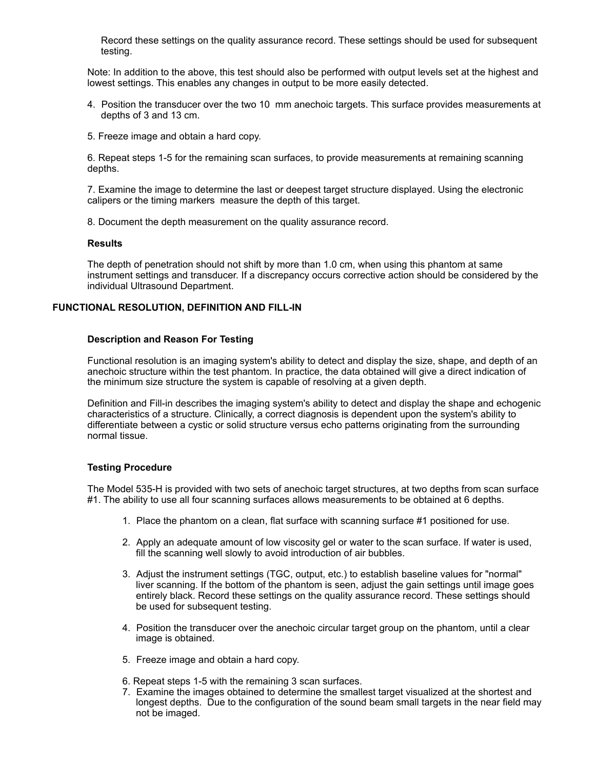Record these settings on the quality assurance record. These settings should be used for subsequent testing.

Note: In addition to the above, this test should also be performed with output levels set at the highest and lowest settings. This enables any changes in output to be more easily detected.

4. Position the transducer over the two 10 mm anechoic targets. This surface provides measurements at depths of 3 and 13 cm.

5. Freeze image and obtain a hard copy.

6. Repeat steps 1-5 for the remaining scan surfaces, to provide measurements at remaining scanning depths.

7. Examine the image to determine the last or deepest target structure displayed. Using the electronic calipers or the timing markers measure the depth of this target.

8. Document the depth measurement on the quality assurance record.

**Results**

The depth of penetration should not shift by more than 1.0 cm, when using this phantom at same instrument settings and transducer. If a discrepancy occurs corrective action should be considered by the individual Ultrasound Department.

## FUNCTIONAL RESOLUTION, DEFINITION AND FILL-IN

**Description and Reason For Testing**

Functional resolution is an imaging system's ability to detect and display the size, shape, and depth of an anechoic structure within the test phantom. In practice, the data obtained will give a direct indication of the minimum size structure the system is capable of resolving at a given depth.

Definition and Fill-in describes the imaging system's ability to detect and display the shape and echogenic characteristics of a structure. Clinically, a correct diagnosis is dependent upon the system's ability to differentiate between a cystic or solid structure versus echo patterns originating from the surrounding normal tissue.

**Testing Procedure**

The Model 535-H is provided with two sets of anechoic target structures, at two depths from scan surface #1. The ability to use all four scanning surfaces allows measurements to be obtained at 6 depths.

1. Place the phantom on a clean, flat surface with scanning surface #1 positioned for use.

2. Apply an adequate amount of low viscosity gel or water to the scan surface. If water is used, fill the scanning well slowly to avoid introduction of air bubbles.

3. Adjust the instrument settings (TGC, output, etc.) to establish baseline values for "normal" liver scanning. If the bottom of the phantom is seen, adjust the gain settings until image goes entirely black. Record these settings on the quality assurance record. These settings should be used for subsequent testing.

4. Position the transducer over the anechoic circular target group on the phantom, until a clear image is obtained.

5. Freeze image and obtain a hard copy.

6. Repeat steps 1-5 with the remaining 3 scan surfaces.

7. Examine the images obtained to determine the smallest target visualized at the shortest and longest depths. Due to the configuration of the sound beam small targets in the near field may not be imaged.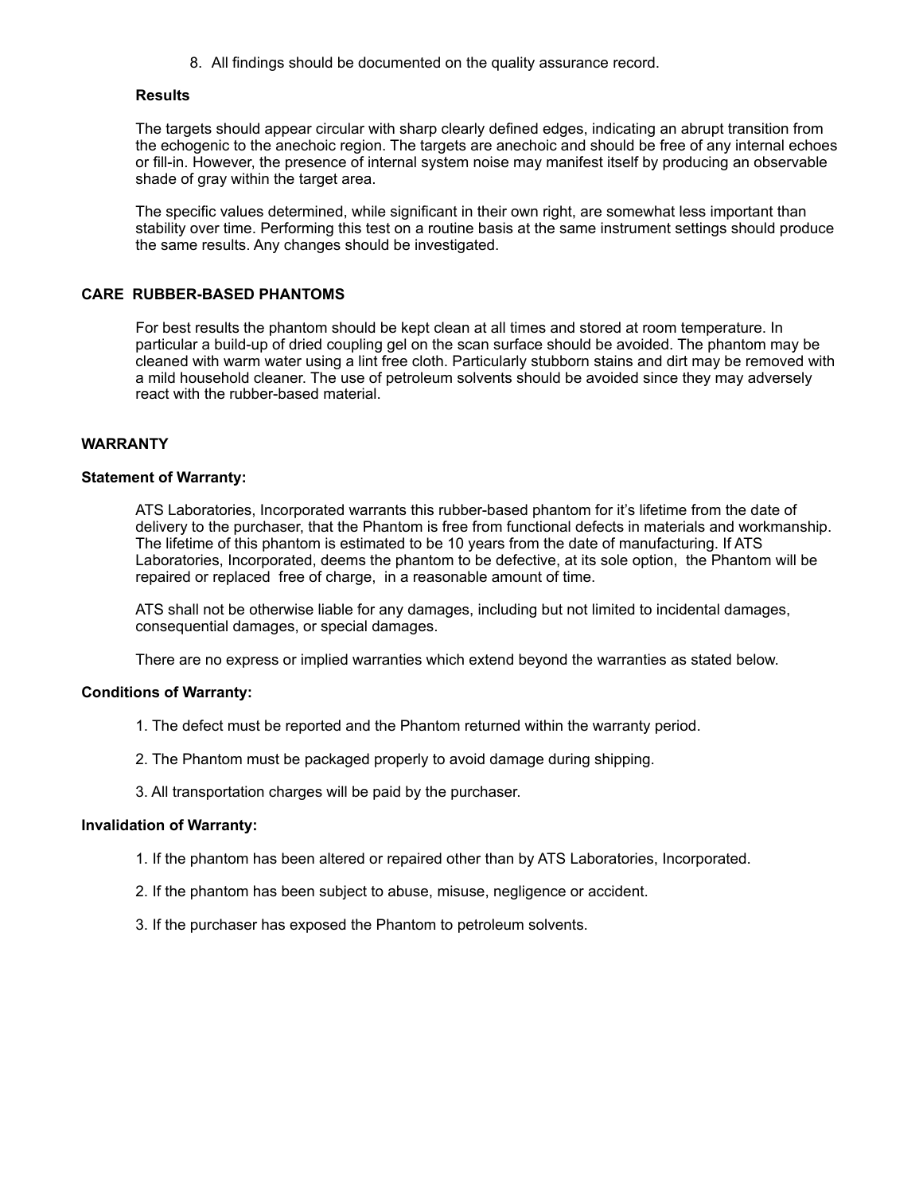8. All findings should be documented on the quality assurance record.

### Results

The targets should appear circular with sharp clearly defined edges, indicating an abrupt transition from the echogenic to the anechoic region. The targets are anechoic and should be free of any internal echoes or fill-in. However, the presence of internal system noise may manifest itself by producing an observable shade of gray within the target area.

The specific values determined, while significant in their own right, are somewhat less important than stability over time. Performing this test on a routine basis at the same instrument settings should produce the same results. Any changes should be investigated.

## CARE RUBBER-BASED PHANTOMS

For best results the phantom should be kept clean at all times and stored at room temperature. In particular a build-up of dried coupling gel on the scan surface should be avoided. The phantom may be cleaned with warm water using a lint free cloth. Particularly stubborn stains and dirt may be removed with a mild household cleaner. The use of petroleum solvents should be avoided since they may adversely react with the rubber-based material.

## WARRANTY

### Statement of Warranty:

ATS Laboratories, Incorporated warrants this rubber-based phantom for it's lifetime from the date of delivery to the purchaser, that the Phantom is free from functional defects in materials and workmanship. The lifetime of this phantom is estimated to be 10 years from the date of manufacturing. If ATS Laboratories, Incorporated, deems the phantom to be defective, at its sole option, the Phantom will be repaired or replaced free of charge, in a reasonable amount of time.

ATS shall not be otherwise liable for any damages, including but not limited to incidental damages, consequential damages, or special damages.

There are no express or implied warranties which extend beyond the warranties as stated below.

### Conditions of Warranty:

1. The defect must be reported and the Phantom returned within the warranty period.

2. The Phantom must be packaged properly to avoid damage during shipping.

3. All transportation charges will be paid by the purchaser.

### Invalidation of Warranty:

1. If the phantom has been altered or repaired other than by ATS Laboratories, Incorporated.

2. If the phantom has been subject to abuse, misuse, negligence or accident.

3. If the purchaser has exposed the Phantom to petroleum solvents.